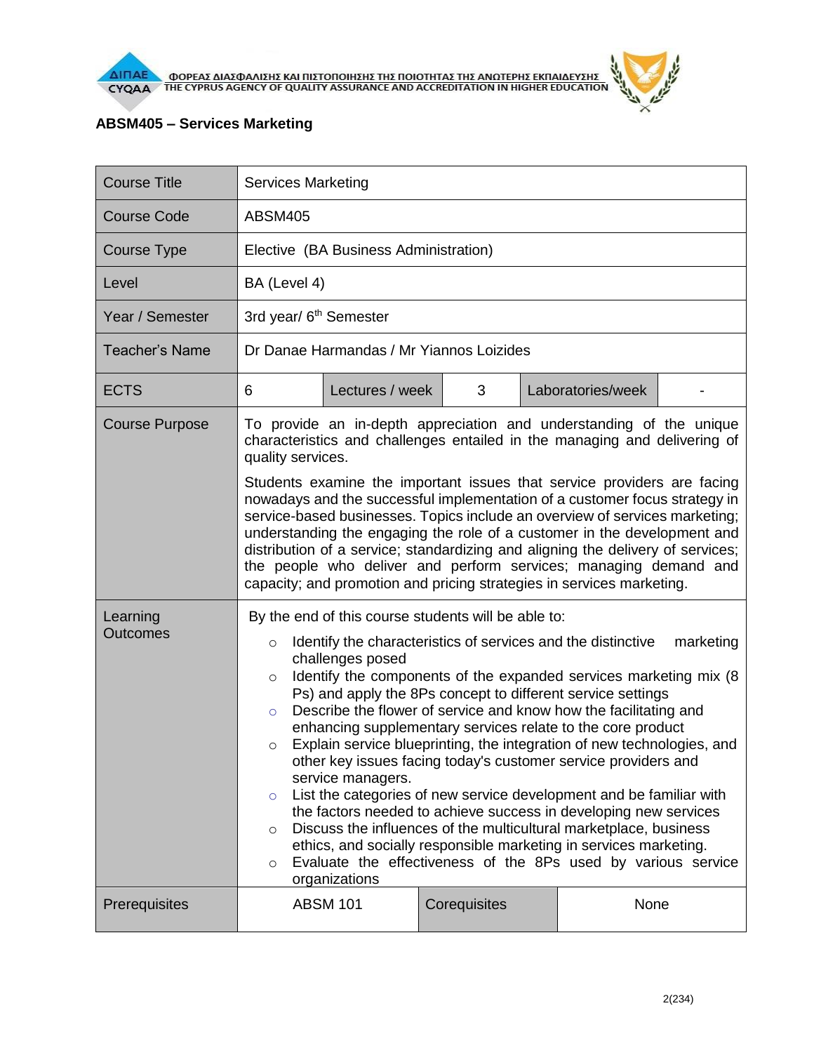## ABSM405 – Services Marketing

| Course Title | Services Marketing | | | | |
|---|---|---|---|---|---|
| Course Code | ABSM405 | | | | |
| Course Type | Elective (BA Business Administration) | | | | |
| Level | BA (Level 4) | | | | |
| Year / Semester | 3rd year/ 6th Semester | | | | |
| Teacher's Name | Dr Danae Harmandas / Mr Yiannos Loizides | | | | |
| ECTS | 6 | Lectures / week | 3 | Laboratories/week | - |
| Course Purpose | To provide an in-depth appreciation and understanding of the unique characteristics and challenges entailed in the managing and delivering of quality services.<br><br>Students examine the important issues that service providers are facing nowadays and the successful implementation of a customer focus strategy in service-based businesses. Topics include an overview of services marketing; understanding the engaging the role of a customer in the development and distribution of a service; standardizing and aligning the delivery of services; the people who deliver and perform services; managing demand and capacity; and promotion and pricing strategies in services marketing. | | | | |
| Learning Outcomes | By the end of this course students will be able to:<br>○ Identify the characteristics of services and the distinctive marketing challenges posed<br>○ Identify the components of the expanded services marketing mix (8 Ps) and apply the 8Ps concept to different service settings<br>○ Describe the flower of service and know how the facilitating and enhancing supplementary services relate to the core product<br>○ Explain service blueprinting, the integration of new technologies, and other key issues facing today's customer service providers and service managers.<br>○ List the categories of new service development and be familiar with the factors needed to achieve success in developing new services<br>○ Discuss the influences of the multicultural marketplace, business ethics, and socially responsible marketing in services marketing.<br>○ Evaluate the effectiveness of the 8Ps used by various service organizations | | | | |
| Prerequisites | ABSM 101 | Corequisites | None | | |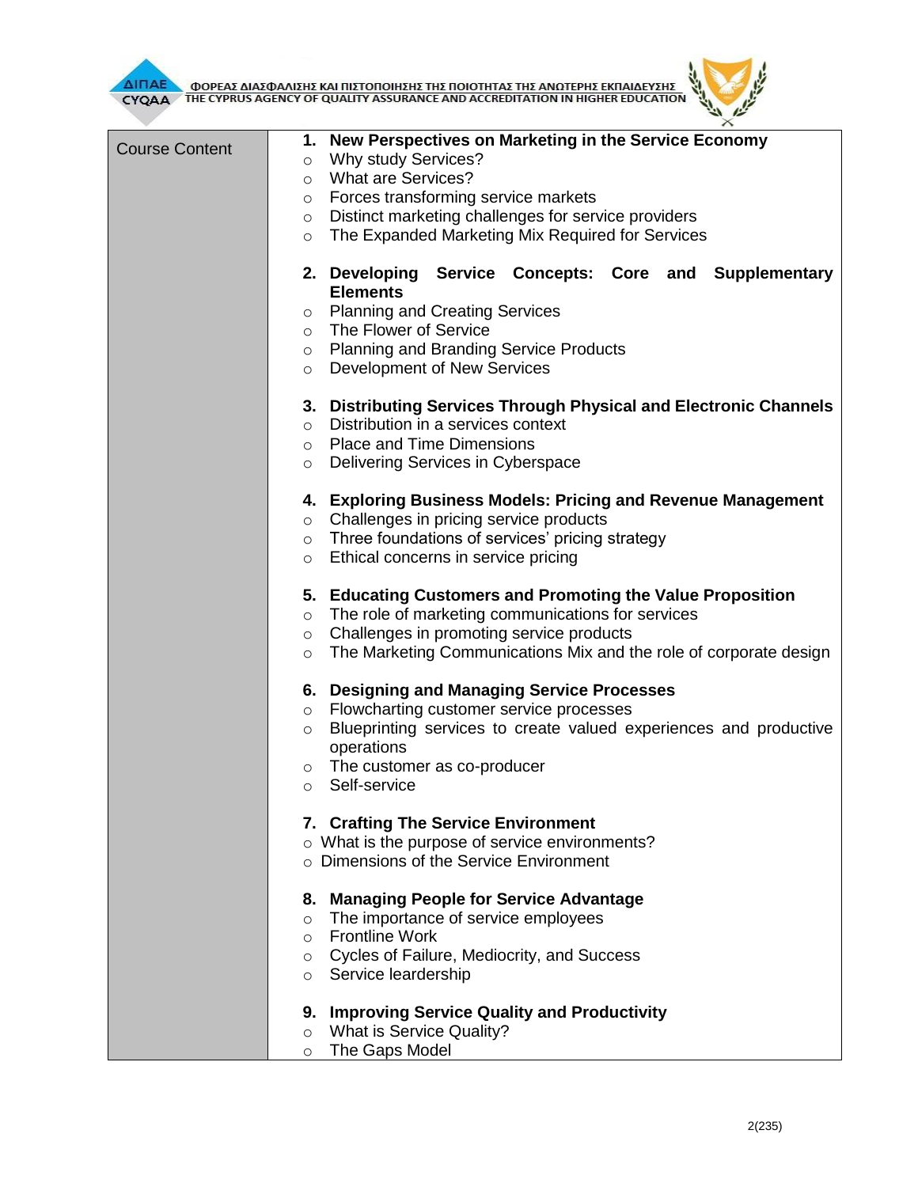| Course Content | **1. New Perspectives on Marketing in the Service Economy**<br>○ Why study Services?<br>○ What are Services?<br>○ Forces transforming service markets<br>○ Distinct marketing challenges for service providers<br>○ The Expanded Marketing Mix Required for Services<br><br>**2. Developing Service Concepts: Core and Supplementary Elements**<br>○ Planning and Creating Services<br>○ The Flower of Service<br>○ Planning and Branding Service Products<br>○ Development of New Services<br><br>**3. Distributing Services Through Physical and Electronic Channels**<br>○ Distribution in a services context<br>○ Place and Time Dimensions<br>○ Delivering Services in Cyberspace<br><br>**4. Exploring Business Models: Pricing and Revenue Management**<br>○ Challenges in pricing service products<br>○ Three foundations of services' pricing strategy<br>○ Ethical concerns in service pricing<br><br>**5. Educating Customers and Promoting the Value Proposition**<br>○ The role of marketing communications for services<br>○ Challenges in promoting service products<br>○ The Marketing Communications Mix and the role of corporate design<br><br>**6. Designing and Managing Service Processes**<br>○ Flowcharting customer service processes<br>○ Blueprinting services to create valued experiences and productive operations<br>○ The customer as co-producer<br>○ Self-service<br><br>**7. Crafting The Service Environment**<br>○ What is the purpose of service environments?<br>○ Dimensions of the Service Environment<br><br>**8. Managing People for Service Advantage**<br>○ The importance of service employees<br>○ Frontline Work<br>○ Cycles of Failure, Mediocrity, and Success<br>○ Service leardership<br><br>**9. Improving Service Quality and Productivity**<br>○ What is Service Quality?<br>○ The Gaps Model |
|---|---|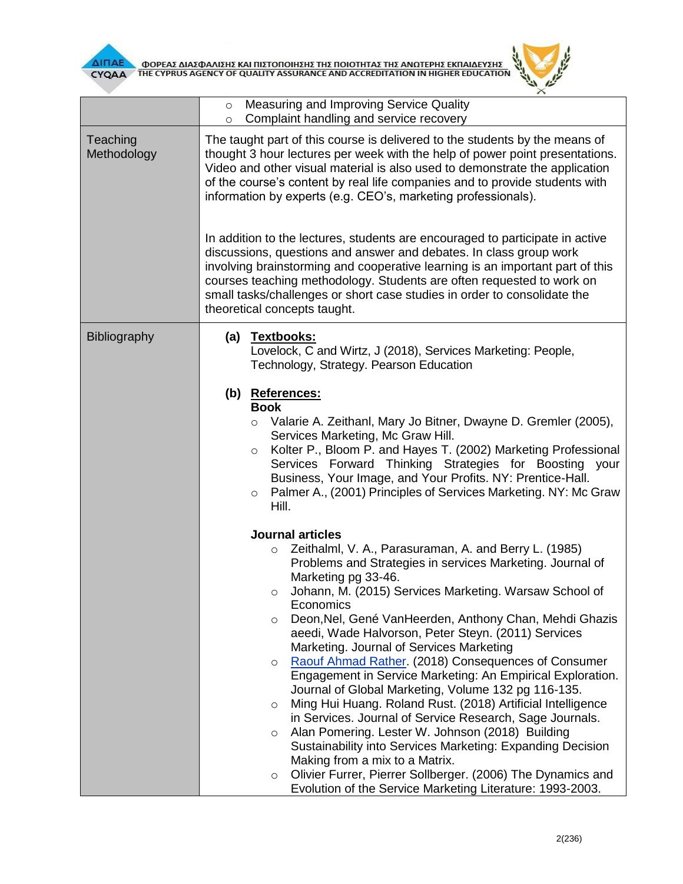| | |
|---|---|
| | ○ Measuring and Improving Service Quality<br>○ Complaint handling and service recovery |
| Teaching Methodology | The taught part of this course is delivered to the students by the means of thought 3 hour lectures per week with the help of power point presentations. Video and other visual material is also used to demonstrate the application of the course's content by real life companies and to provide students with information by experts (e.g. CEO's, marketing professionals).<br><br>In addition to the lectures, students are encouraged to participate in active discussions, questions and answer and debates. In class group work involving brainstorming and cooperative learning is an important part of this courses teaching methodology. Students are often requested to work on small tasks/challenges or short case studies in order to consolidate the theoretical concepts taught. |
| Bibliography | **(a) Textbooks:**<br>Lovelock, C and Wirtz, J (2018), Services Marketing: People, Technology, Strategy. Pearson Education<br><br>**(b) References:**<br>**Book**<br>○ Valarie A. Zeithanl, Mary Jo Bitner, Dwayne D. Gremler (2005), Services Marketing, Mc Graw Hill.<br>○ Kolter P., Bloom P. and Hayes T. (2002) Marketing Professional Services Forward Thinking Strategies for Boosting your Business, Your Image, and Your Profits. NY: Prentice-Hall.<br>○ Palmer A., (2001) Principles of Services Marketing. NY: Mc Graw Hill.<br><br>**Journal articles**<br>○ Zeithalml, V. A., Parasuraman, A. and Berry L. (1985) Problems and Strategies in services Marketing. Journal of Marketing pg 33-46.<br>○ Johann, M. (2015) Services Marketing. Warsaw School of Economics<br>○ Deon,Nel, Gené VanHeerden, Anthony Chan, Mehdi Ghazis aeedi, Wade Halvorson, Peter Steyn. (2011) Services Marketing. Journal of Services Marketing<br>○ Raouf Ahmad Rather. (2018) Consequences of Consumer Engagement in Service Marketing: An Empirical Exploration. Journal of Global Marketing, Volume 132 pg 116-135.<br>○ Ming Hui Huang. Roland Rust. (2018) Artificial Intelligence in Services. Journal of Service Research, Sage Journals.<br>○ Alan Pomering. Lester W. Johnson (2018) Building Sustainability into Services Marketing: Expanding Decision Making from a mix to a Matrix.<br>○ Olivier Furrer, Pierrer Sollberger. (2006) The Dynamics and Evolution of the Service Marketing Literature: 1993-2003. |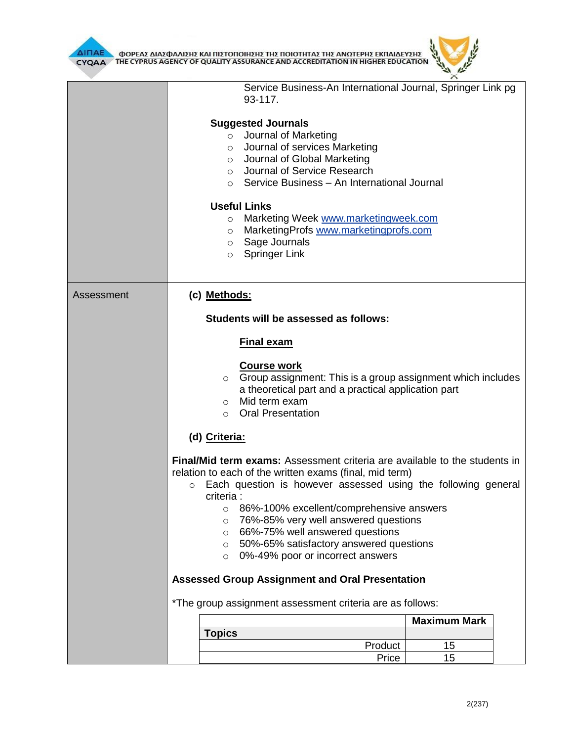| | |
|---|---|
| | Service Business-An International Journal, Springer Link pg 93-117.<br><br>**Suggested Journals**<br>- Journal of Marketing<br>- Journal of services Marketing<br>- Journal of Global Marketing<br>- Journal of Service Research<br>- Service Business – An International Journal<br><br>**Useful Links**<br>- Marketing Week [www.marketingweek.com](http://www.marketingweek.com)<br>- MarketingProfs [www.marketingprofs.com](http://www.marketingprofs.com)<br>- Sage Journals<br>- Springer Link |
| Assessment | **(c) Methods:**<br><br>**Students will be assessed as follows:**<br><br>**Final exam**<br><br>**Course work**<br>- Group assignment: This is a group assignment which includes a theoretical part and a practical application part<br>- Mid term exam<br>- Oral Presentation<br><br>**(d) Criteria:**<br><br>**Final/Mid term exams:** Assessment criteria are available to the students in relation to each of the written exams (final, mid term)<br>- Each question is however assessed using the following general criteria :<br>  - 86%-100% excellent/comprehensive answers<br>  - 76%-85% very well answered questions<br>  - 66%-75% well answered questions<br>  - 50%-65% satisfactory answered questions<br>  - 0%-49% poor or incorrect answers<br><br>**Assessed Group Assignment and Oral Presentation**<br><br>*The group assignment assessment criteria are as follows: |

| | **Maximum Mark** |
|---|---|
| **Topics** | |
| Product | 15 |
| Price | 15 |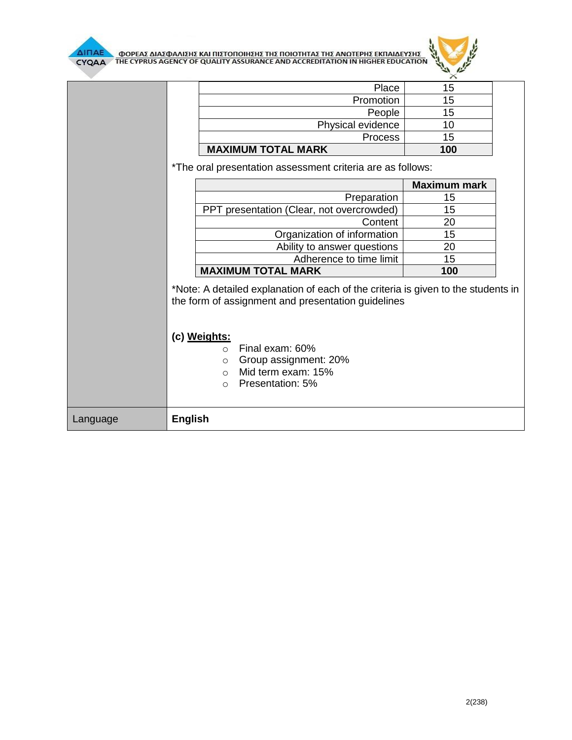| | |
|---|---|
| Place | 15 |
| Promotion | 15 |
| People | 15 |
| Physical evidence | 10 |
| Process | 15 |
| **MAXIMUM TOTAL MARK** | **100** |

*The oral presentation assessment criteria are as follows:

| | **Maximum mark** |
|---|---|
| Preparation | 15 |
| PPT presentation (Clear, not overcrowded) | 15 |
| Content | 20 |
| Organization of information | 15 |
| Ability to answer questions | 20 |
| Adherence to time limit | 15 |
| **MAXIMUM TOTAL MARK** | **100** |

*Note: A detailed explanation of each of the criteria is given to the students in the form of assignment and presentation guidelines

**(c) Weights:**

- Final exam: 60%
- Group assignment: 20%
- Mid term exam: 15%
- Presentation: 5%

| | |
|---|---|
| Language | **English** |